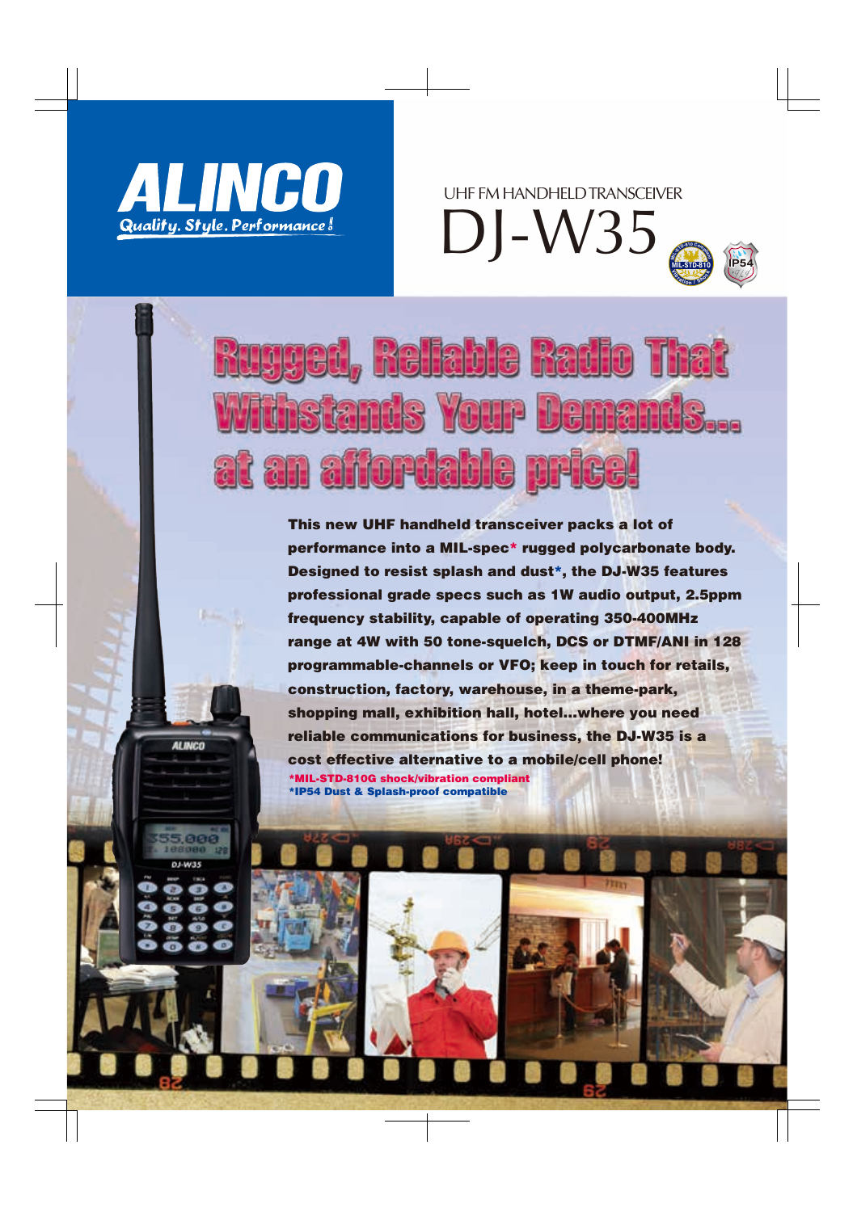# ALINCO

Quality. Style. Performance!

UHF FM HANDHELD TRANSCEIVER

# DJ-W35

## Rugged, Reliable Radio That Withstands Your Demands... at an affordable price!

**This new UHF handheld transceiver packs a lot of performance into a MIL-spec* rugged polycarbonate body. Designed to resist splash and dust*, the DJ-W35 features professional grade specs such as 1W audio output, 2.5ppm frequency stability, capable of operating 350-400MHz range at 4W with 50 tone-squelch, DCS or DTMF/ANI in 128 programmable-channels or VFO; keep in touch for retails, construction, factory, warehouse, in a theme-park, shopping mall, exhibition hall, hotel...where you need reliable communications for business, the DJ-W35 is a cost effective alternative to a mobile/cell phone!**

*MIL-STD-810G shock/vibration compliant

*IP54 Dust & Splash-proof compatible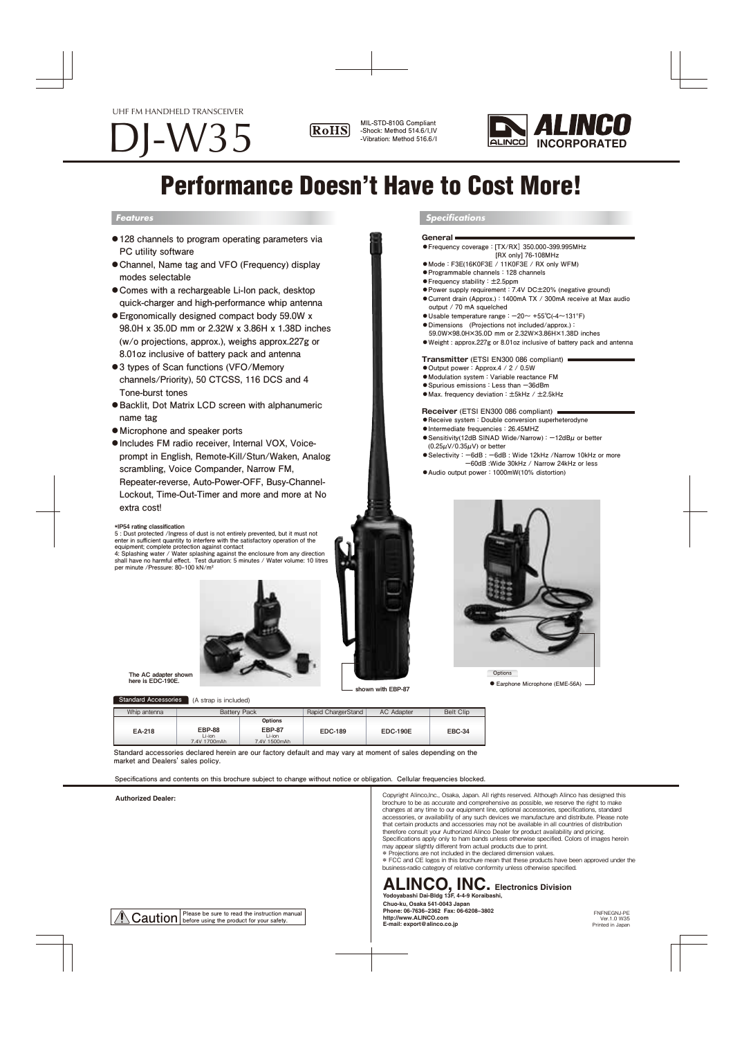UHF FM HANDHELD TRANSCEIVER

# DJ-W35

RoHS

MIL-STD-810G Compliant
-Shock: Method 514.6/I,IV
-Vibration: Method 516.6/I

ALINCO INCORPORATED

# Performance Doesn't Have to Cost More!

## Features

- 128 channels to program operating parameters via PC utility software
- Channel, Name tag and VFO (Frequency) display modes selectable
- Comes with a rechargeable Li-Ion pack, desktop quick-charger and high-performance whip antenna
- Ergonomically designed compact body 59.0W x 98.0H x 35.0D mm or 2.32W x 3.86H x 1.38D inches (w/o projections, approx.), weighs approx.227g or 8.01oz inclusive of battery pack and antenna
- 3 types of Scan functions (VFO/Memory channels/Priority), 50 CTCSS, 116 DCS and 4 Tone-burst tones
- Backlit, Dot Matrix LCD screen with alphanumeric name tag
- Microphone and speaker ports
- Includes FM radio receiver, Internal VOX, Voice-prompt in English, Remote-Kill/Stun/Waken, Analog scrambling, Voice Compander, Narrow FM, Repeater-reverse, Auto-Power-OFF, Busy-Channel-Lockout, Time-Out-Timer and more and more at No extra cost!

*IP54 rating classification
5 : Dust protected /Ingress of dust is not entirely prevented, but it must not enter in sufficient quantity to interfere with the satisfactory operation of the equipment; complete protection against contact
4: Splashing water / Water splashing against the enclosure from any direction shall have no harmful effect. Test duration: 5 minutes / Water volume: 10 litres per minute /Pressure: 80–100 kN/m²

The AC adapter shown here is EDC-190E.

shown with EBP-87

## Specifications

**General**

- Frequency coverage : [TX/RX] 350.000-399.995MHz [RX only] 76-108MHz
- Mode : F3E(16K0F3E / 11K0F3E / RX only WFM)
- Programmable channels : 128 channels
- Frequency stability : ±2.5ppm
- Power supply requirement : 7.4V DC±20% (negative ground)
- Current drain (Approx.) : 1400mA TX / 300mA receive at Max audio output / 70 mA squelched
- Usable temperature range : −20~ +55℃(-4~131°F)
- Dimensions (Projections not included/approx.) : 59.0W×98.0H×35.0D mm or 2.32W×3.86H×1.38D inches
- Weight : approx.227g or 8.01oz inclusive of battery pack and antenna

**Transmitter** (ETSI EN300 086 compliant)

- Output power : Approx.4 / 2 / 0.5W
- Modulation system : Variable reactance FM
- Spurious emissions : Less than −36dBm
- Max. frequency deviation : ±5kHz / ±2.5kHz

**Receiver** (ETSI EN300 086 compliant)

- Receive system : Double conversion superheterodyne
- Intermediate frequencies : 26.45MHZ
- Sensitivity(12dB SINAD Wide/Narrow) : −12dBμ or better (0.25μV/0.35μV) or better
- Selectivity : −6dB : −6dB : Wide 12kHz /Narrow 10kHz or more −60dB :Wide 30kHz / Narrow 24kHz or less
- Audio output power : 1000mW(10% distortion)

Options
- Earphone Microphone (EME-56A)

**Standard Accessories** (A strap is included)

| Whip antenna | Battery Pack | | Rapid ChargerStand | AC Adapter | Belt Clip |
|---|---|---|---|---|---|
| | | Options | | | |
| EA-218 | EBP-88 Li-ion 7.4V 1700mAh | EBP-87 Li-ion 7.4V 1500mAh | EDC-189 | EDC-190E | EBC-34 |

Standard accessories declared herein are our factory default and may vary at moment of sales depending on the market and Dealers' sales policy.

Specifications and contents on this brochure subject to change without notice or obligation. Cellular frequencies blocked.

**Authorized Dealer:**

Copyright Alinco,Inc., Osaka, Japan. All rights reserved. Although Alinco has designed this brochure to be as accurate and comprehensive as possible, we reserve the right to make changes at any time to our equipment line, optional accessories, specifications, standard accessories, or availability of any such devices we manufacture and distribute. Please note that certain products and accessories may not be available in all countries of distribution therefore consult your Authorized Alinco Dealer for product availability and pricing. Specifications apply only to ham bands unless otherwise specified. Colors of images herein may appear slightly different from actual products due to print.
* Projections are not included in the declared dimension values.
* FCC and CE logos in this brochure mean that these products have been approved under the business-radio category of relative conformity unless otherwise specified.

**ALINCO, INC.** Electronics Division
Yodoyabashi Dai-Bldg 13F, 4-4-9 Koraibashi,
Chuo-ku, Osaka 541-0043 Japan
Phone: 06-7636–2362 Fax: 06-6208–3802
http://www.ALINCO.com
E-mail: export@alinco.co.jp

FNFNEGNJ-PE
Ver.1.0 W35
Printed in Japan

⚠ Caution | Please be sure to read the instruction manual before using the product for your safety.